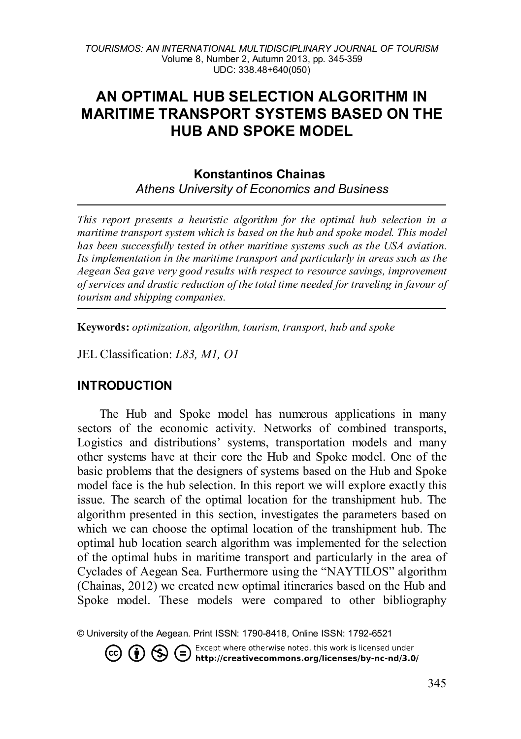# AN OPTIMAL HUB SELECTION ALGORITHM IN MARITIME TRANSPORT SYSTEMS BASED ON THE HUB AND SPOKE MODEL

**Konstantinos Chainas**

*Athens University of Economics and Business*

*This report presents a heuristic algorithm for the optimal hub selection in a maritime transport system which is based on the hub and spoke model. This model has been successfully tested in other maritime systems such as the USA aviation. Its implementation in the maritime transport and particularly in areas such as the Aegean Sea gave very good results with respect to resource savings, improvement of services and drastic reduction of the total time needed for traveling in favour of tourism and shipping companies.*

**Keywords:** *optimization, algorithm, tourism, transport, hub and spoke*

JEL Classification: *L83, M1, O1*

## INTRODUCTION

The Hub and Spoke model has numerous applications in many sectors of the economic activity. Networks of combined transports, Logistics and distributions' systems, transportation models and many other systems have at their core the Hub and Spoke model. One of the basic problems that the designers of systems based on the Hub and Spoke model face is the hub selection. In this report we will explore exactly this issue. The search of the optimal location for the transhipment hub. The algorithm presented in this section, investigates the parameters based on which we can choose the optimal location of the transhipment hub. The optimal hub location search algorithm was implemented for the selection of the optimal hubs in maritime transport and particularly in the area of Cyclades of Aegean Sea. Furthermore using the "NAYTILOS" algorithm (Chainas, 2012) we created new optimal itineraries based on the Hub and Spoke model. These models were compared to other bibliography

© University of the Aegean. Print ISSN: 1790-8418, Online ISSN: 1792-6521

Except where otherwise noted, this work is licensed under **http://creativecommons.org/licenses/by-nc-nd/3.0/**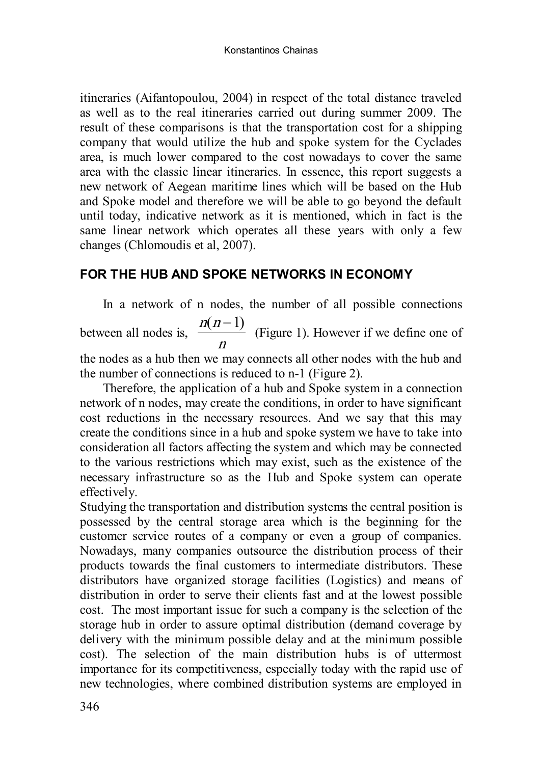itineraries (Aifantopoulou, 2004) in respect of the total distance traveled as well as to the real itineraries carried out during summer 2009. The result of these comparisons is that the transportation cost for a shipping company that would utilize the hub and spoke system for the Cyclades area, is much lower compared to the cost nowadays to cover the same area with the classic linear itineraries. In essence, this report suggests a new network of Aegean maritime lines which will be based on the Hub and Spoke model and therefore we will be able to go beyond the default until today, indicative network as it is mentioned, which in fact is the same linear network which operates all these years with only a few changes (Chlomoudis et al, 2007).

## FOR THE HUB AND SPOKE NETWORKS IN ECONOMY

In a network of n nodes, the number of all possible connections between all nodes is, $\frac{n(n-1)}{n}$ (Figure 1). However if we define one of the nodes as a hub then we may connects all other nodes with the hub and the number of connections is reduced to n-1 (Figure 2).

Therefore, the application of a hub and Spoke system in a connection network of n nodes, may create the conditions, in order to have significant cost reductions in the necessary resources. And we say that this may create the conditions since in a hub and spoke system we have to take into consideration all factors affecting the system and which may be connected to the various restrictions which may exist, such as the existence of the necessary infrastructure so as the Hub and Spoke system can operate effectively.

Studying the transportation and distribution systems the central position is possessed by the central storage area which is the beginning for the customer service routes of a company or even a group of companies. Nowadays, many companies outsource the distribution process of their products towards the final customers to intermediate distributors. These distributors have organized storage facilities (Logistics) and means of distribution in order to serve their clients fast and at the lowest possible cost. The most important issue for such a company is the selection of the storage hub in order to assure optimal distribution (demand coverage by delivery with the minimum possible delay and at the minimum possible cost). The selection of the main distribution hubs is of uttermost importance for its competitiveness, especially today with the rapid use of new technologies, where combined distribution systems are employed in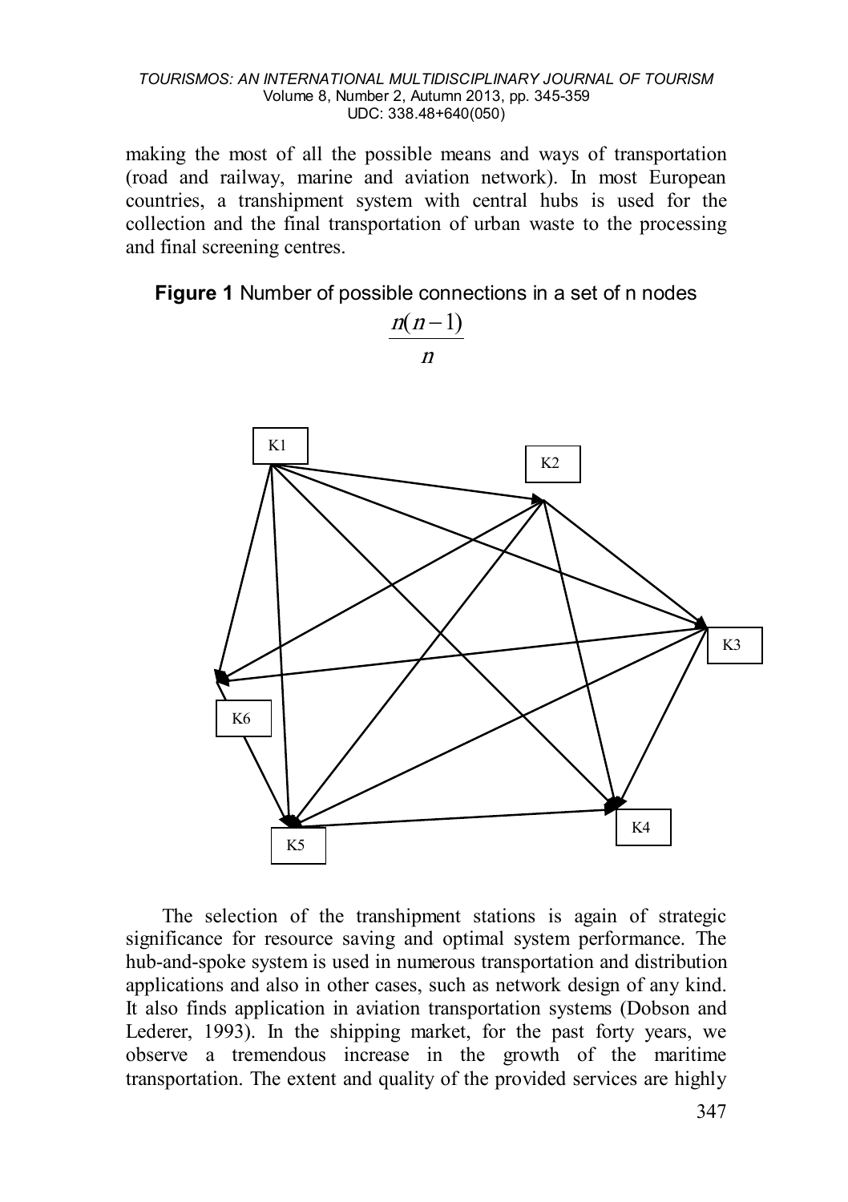making the most of all the possible means and ways of transportation (road and railway, marine and aviation network). In most European countries, a transhipment system with central hubs is used for the collection and the final transportation of urban waste to the processing and final screening centres.

**Figure 1** Number of possible connections in a set of n nodes

$$\frac{n(n-1)}{n}$$

The selection of the transhipment stations is again of strategic significance for resource saving and optimal system performance. The hub-and-spoke system is used in numerous transportation and distribution applications and also in other cases, such as network design of any kind. It also finds application in aviation transportation systems (Dobson and Lederer, 1993). In the shipping market, for the past forty years, we observe a tremendous increase in the growth of the maritime transportation. The extent and quality of the provided services are highly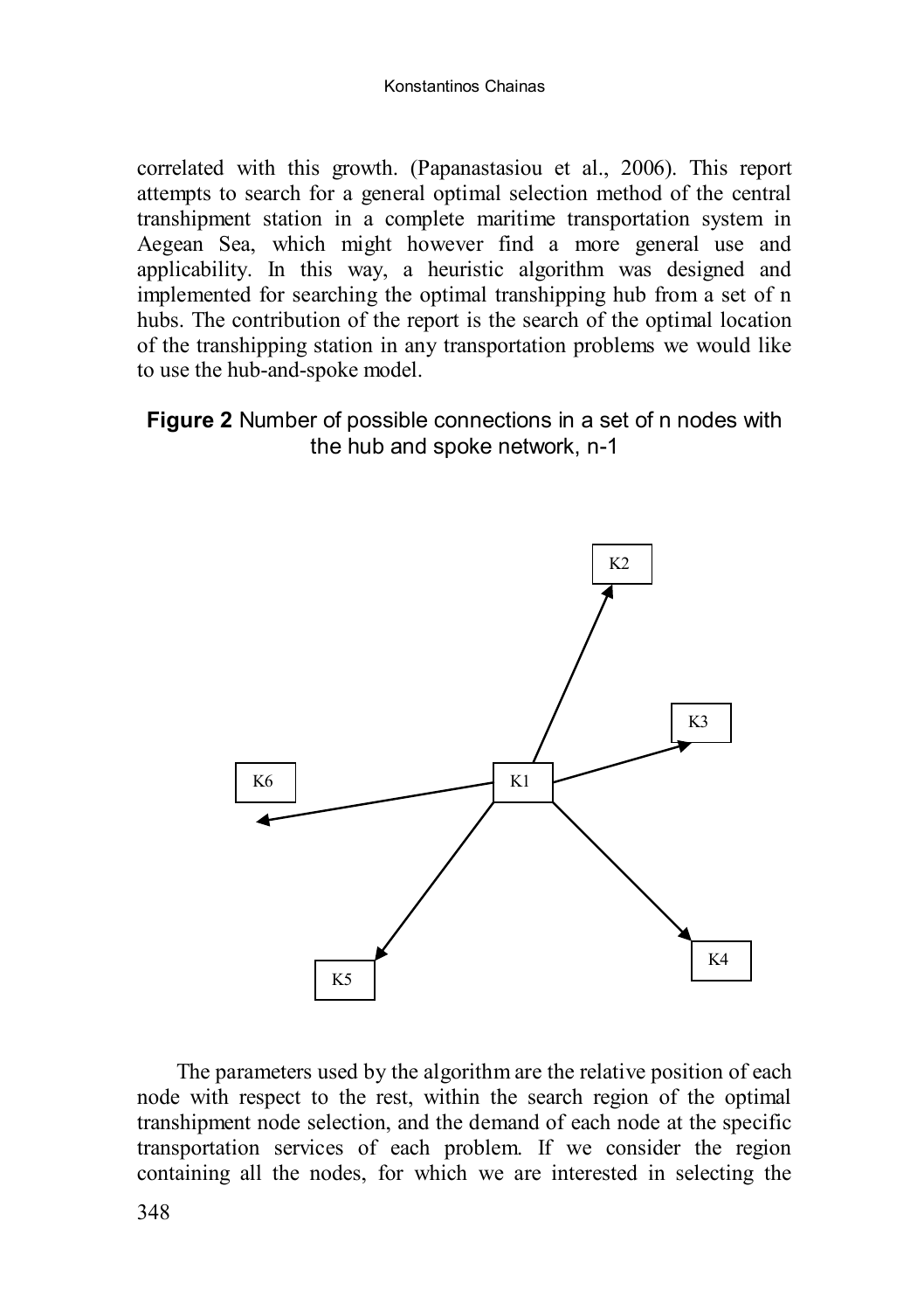correlated with this growth. (Papanastasiou et al., 2006). This report attempts to search for a general optimal selection method of the central transhipment station in a complete maritime transportation system in Aegean Sea, which might however find a more general use and applicability. In this way, a heuristic algorithm was designed and implemented for searching the optimal transhipping hub from a set of n hubs. The contribution of the report is the search of the optimal location of the transhipping station in any transportation problems we would like to use the hub-and-spoke model.

**Figure 2** Number of possible connections in a set of n nodes with the hub and spoke network, n-1

The parameters used by the algorithm are the relative position of each node with respect to the rest, within the search region of the optimal transhipment node selection, and the demand of each node at the specific transportation services of each problem. If we consider the region containing all the nodes, for which we are interested in selecting the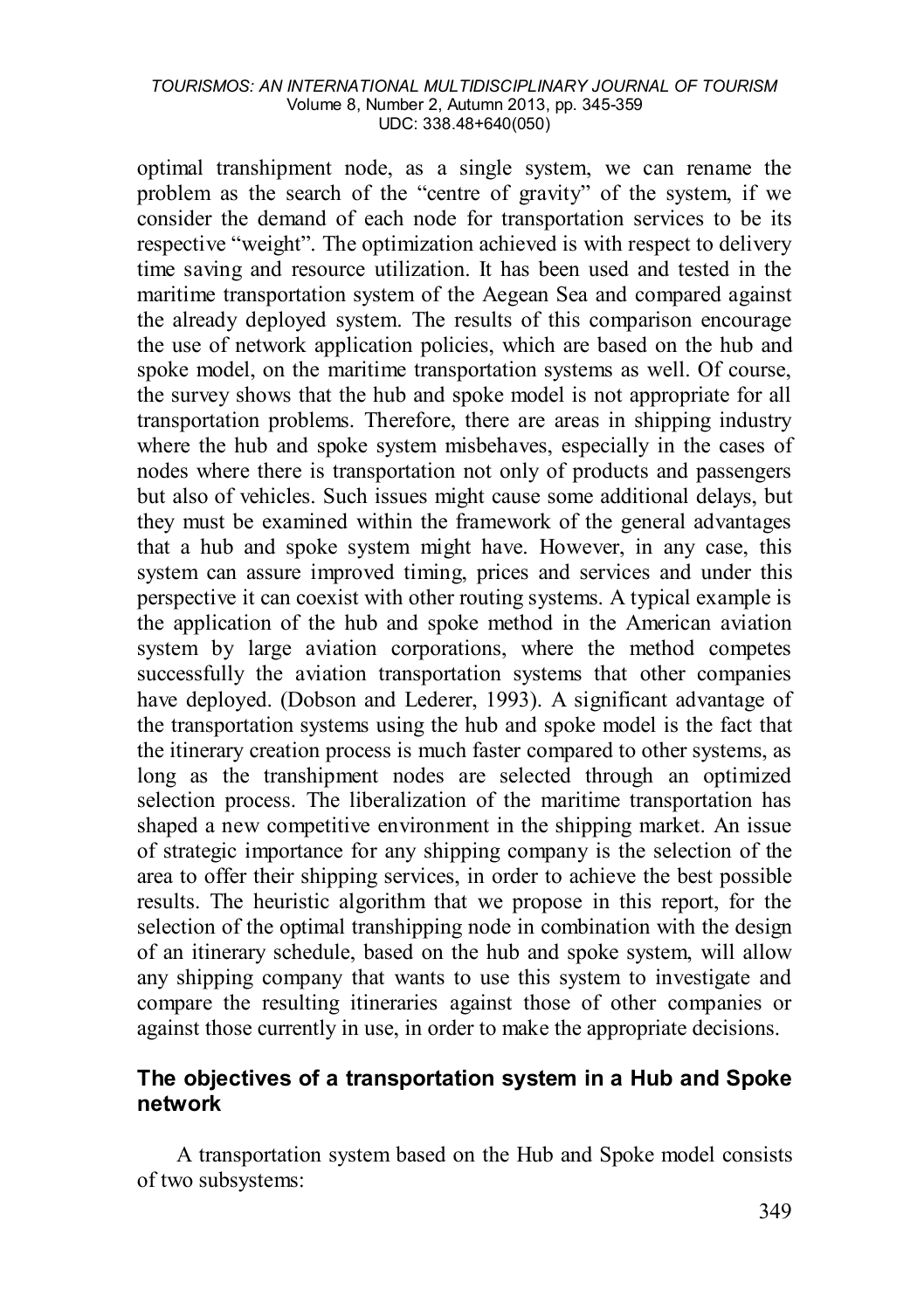optimal transhipment node, as a single system, we can rename the problem as the search of the "centre of gravity" of the system, if we consider the demand of each node for transportation services to be its respective "weight". The optimization achieved is with respect to delivery time saving and resource utilization. It has been used and tested in the maritime transportation system of the Aegean Sea and compared against the already deployed system. The results of this comparison encourage the use of network application policies, which are based on the hub and spoke model, on the maritime transportation systems as well. Of course, the survey shows that the hub and spoke model is not appropriate for all transportation problems. Therefore, there are areas in shipping industry where the hub and spoke system misbehaves, especially in the cases of nodes where there is transportation not only of products and passengers but also of vehicles. Such issues might cause some additional delays, but they must be examined within the framework of the general advantages that a hub and spoke system might have. However, in any case, this system can assure improved timing, prices and services and under this perspective it can coexist with other routing systems. A typical example is the application of the hub and spoke method in the American aviation system by large aviation corporations, where the method competes successfully the aviation transportation systems that other companies have deployed. (Dobson and Lederer, 1993). A significant advantage of the transportation systems using the hub and spoke model is the fact that the itinerary creation process is much faster compared to other systems, as long as the transhipment nodes are selected through an optimized selection process. The liberalization of the maritime transportation has shaped a new competitive environment in the shipping market. An issue of strategic importance for any shipping company is the selection of the area to offer their shipping services, in order to achieve the best possible results. The heuristic algorithm that we propose in this report, for the selection of the optimal transhipping node in combination with the design of an itinerary schedule, based on the hub and spoke system, will allow any shipping company that wants to use this system to investigate and compare the resulting itineraries against those of other companies or against those currently in use, in order to make the appropriate decisions.

## The objectives of a transportation system in a Hub and Spoke network

A transportation system based on the Hub and Spoke model consists of two subsystems: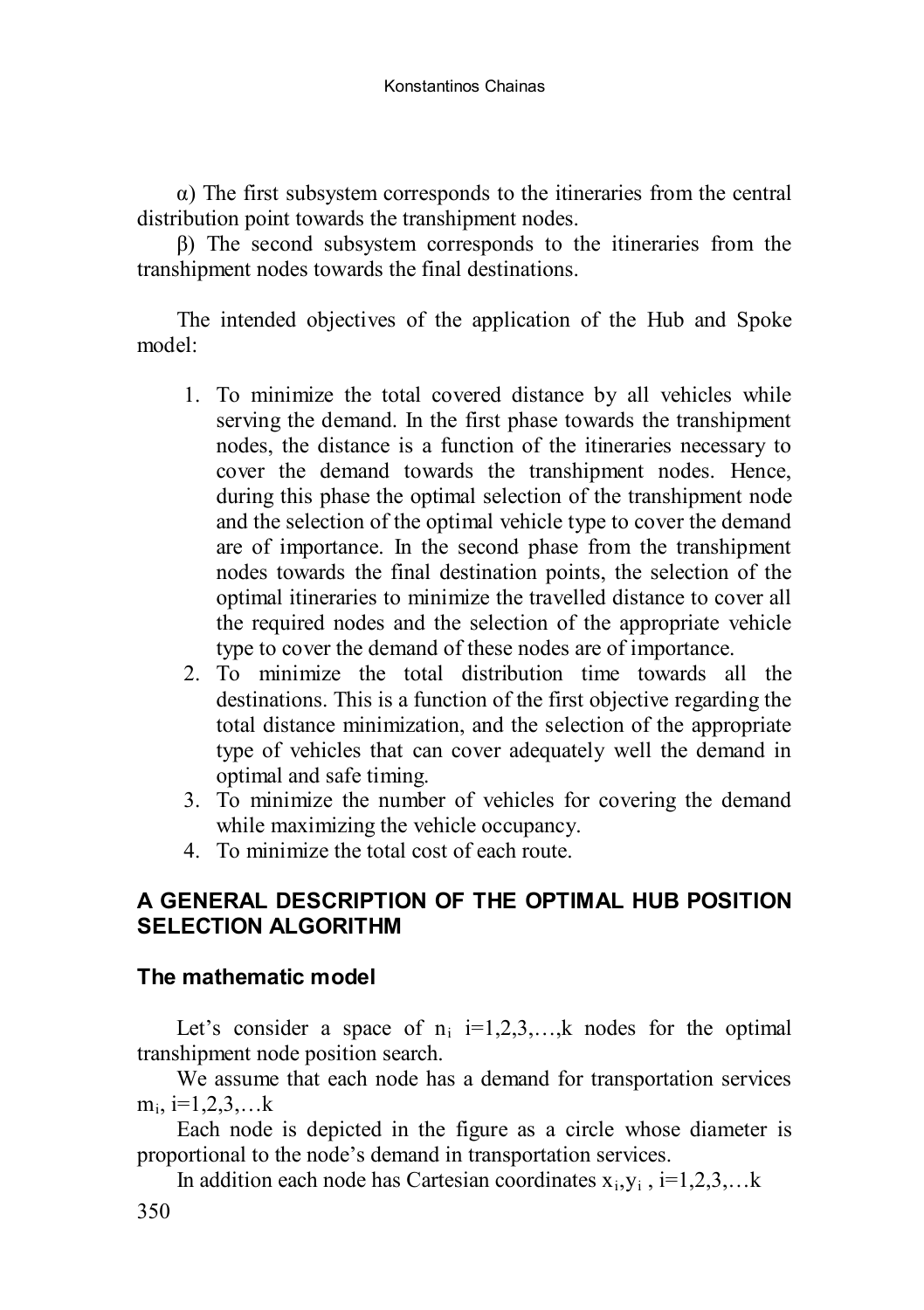α) The first subsystem corresponds to the itineraries from the central distribution point towards the transhipment nodes.

β) The second subsystem corresponds to the itineraries from the transhipment nodes towards the final destinations.

The intended objectives of the application of the Hub and Spoke model:

1. To minimize the total covered distance by all vehicles while serving the demand. In the first phase towards the transhipment nodes, the distance is a function of the itineraries necessary to cover the demand towards the transhipment nodes. Hence, during this phase the optimal selection of the transhipment node and the selection of the optimal vehicle type to cover the demand are of importance. In the second phase from the transhipment nodes towards the final destination points, the selection of the optimal itineraries to minimize the travelled distance to cover all the required nodes and the selection of the appropriate vehicle type to cover the demand of these nodes are of importance.
2. To minimize the total distribution time towards all the destinations. This is a function of the first objective regarding the total distance minimization, and the selection of the appropriate type of vehicles that can cover adequately well the demand in optimal and safe timing.
3. To minimize the number of vehicles for covering the demand while maximizing the vehicle occupancy.
4. To minimize the total cost of each route.

## A GENERAL DESCRIPTION OF THE OPTIMAL HUB POSITION SELECTION ALGORITHM

### The mathematic model

Let's consider a space of $n_i$ $i=1,2,3,\ldots,k$ nodes for the optimal transhipment node position search.

We assume that each node has a demand for transportation services $m_i$, $i=1,2,3,\ldots k$

Each node is depicted in the figure as a circle whose diameter is proportional to the node's demand in transportation services.

In addition each node has Cartesian coordinates $x_i,y_i$ , $i=1,2,3,\ldots k$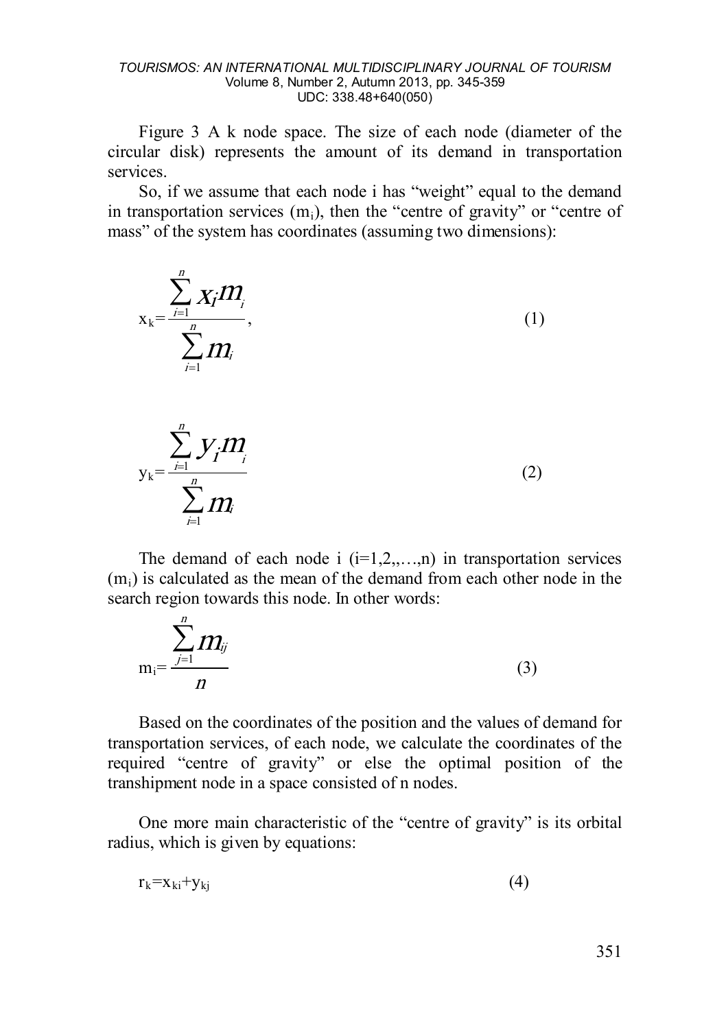Figure 3 A k node space. The size of each node (diameter of the circular disk) represents the amount of its demand in transportation services.

So, if we assume that each node i has "weight" equal to the demand in transportation services ($m_i$), then the "centre of gravity" or "centre of mass" of the system has coordinates (assuming two dimensions):

$$x_k = \frac{\sum_{i=1}^{n} x_i m_i}{\sum_{i=1}^{n} m_i}, \tag{1}$$

$$y_k = \frac{\sum_{i=1}^{n} y_i m_i}{\sum_{i=1}^{n} m_i} \tag{2}$$

The demand of each node i (i=1,2,,…,n) in transportation services ($m_i$) is calculated as the mean of the demand from each other node in the search region towards this node. In other words:

$$m_i = \frac{\sum_{j=1}^{n} m_{ij}}{n} \tag{3}$$

Based on the coordinates of the position and the values of demand for transportation services, of each node, we calculate the coordinates of the required "centre of gravity" or else the optimal position of the transhipment node in a space consisted of n nodes.

One more main characteristic of the "centre of gravity" is its orbital radius, which is given by equations:

$$r_k = x_{ki} + y_{kj} \tag{4}$$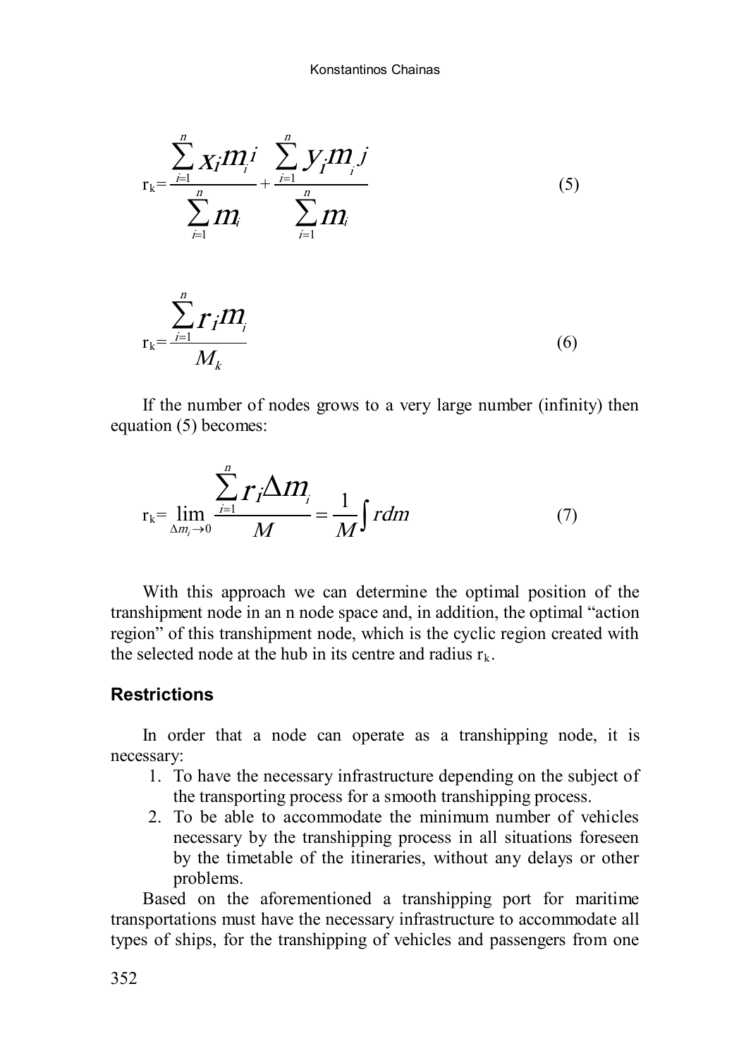$$\mathrm{r_k}=\frac{\sum_{i=1}^{n} x_i m_i i}{\sum_{i=1}^{n} m_i}+\frac{\sum_{i=1}^{n} y_i m_i j}{\sum_{i=1}^{n} m_i} \tag{5}$$

$$\mathrm{r_k}=\frac{\sum_{i=1}^{n} r_i m_i}{M_k} \tag{6}$$

If the number of nodes grows to a very large number (infinity) then equation (5) becomes:

$$\mathrm{r_k}=\lim_{\Delta m_i \to 0}\frac{\sum_{i=1}^{n} r_i \Delta m_i}{M}=\frac{1}{M}\int r dm \tag{7}$$

With this approach we can determine the optimal position of the transhipment node in an n node space and, in addition, the optimal "action region" of this transhipment node, which is the cyclic region created with the selected node at the hub in its centre and radius $\mathrm{r_k}$.

### Restrictions

In order that a node can operate as a transhipping node, it is necessary:

1. To have the necessary infrastructure depending on the subject of the transporting process for a smooth transhipping process.
2. To be able to accommodate the minimum number of vehicles necessary by the transhipping process in all situations foreseen by the timetable of the itineraries, without any delays or other problems.

Based on the aforementioned a transhipping port for maritime transportations must have the necessary infrastructure to accommodate all types of ships, for the transhipping of vehicles and passengers from one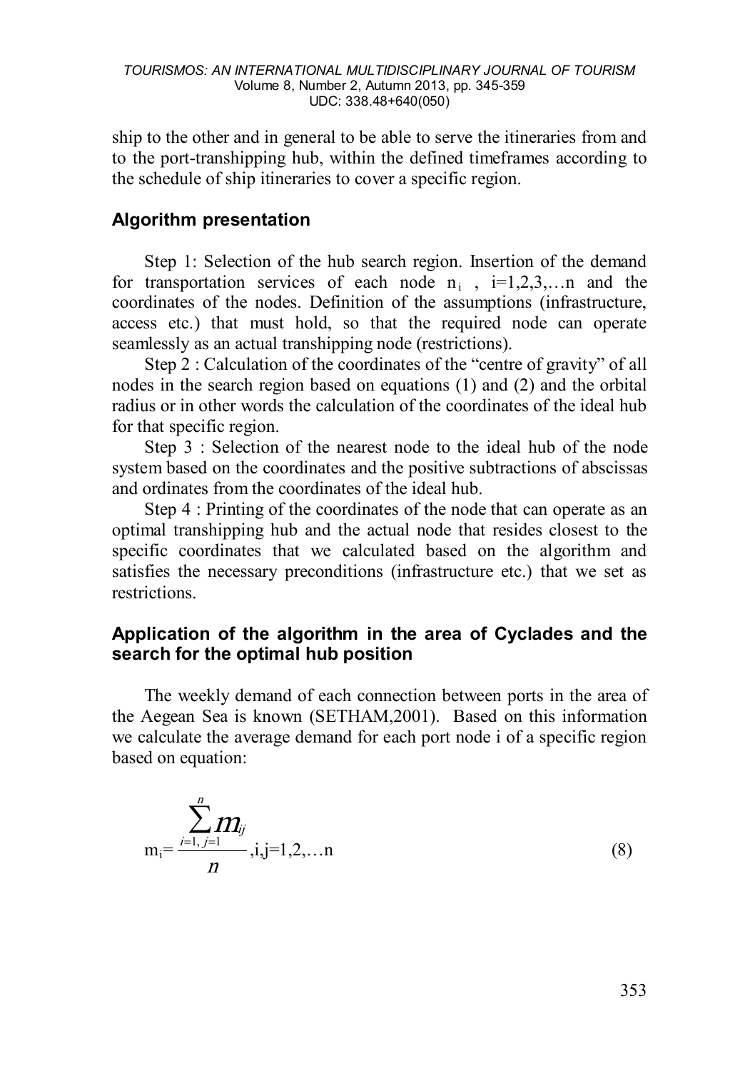ship to the other and in general to be able to serve the itineraries from and to the port-transhipping hub, within the defined timeframes according to the schedule of ship itineraries to cover a specific region.

## Algorithm presentation

Step 1: Selection of the hub search region. Insertion of the demand for transportation services of each node $n_i$ , $i=1,2,3,\ldots n$ and the coordinates of the nodes. Definition of the assumptions (infrastructure, access etc.) that must hold, so that the required node can operate seamlessly as an actual transhipping node (restrictions).

Step 2 : Calculation of the coordinates of the "centre of gravity" of all nodes in the search region based on equations (1) and (2) and the orbital radius or in other words the calculation of the coordinates of the ideal hub for that specific region.

Step 3 : Selection of the nearest node to the ideal hub of the node system based on the coordinates and the positive subtractions of abscissas and ordinates from the coordinates of the ideal hub.

Step 4 : Printing of the coordinates of the node that can operate as an optimal transhipping hub and the actual node that resides closest to the specific coordinates that we calculated based on the algorithm and satisfies the necessary preconditions (infrastructure etc.) that we set as restrictions.

## Application of the algorithm in the area of Cyclades and the search for the optimal hub position

The weekly demand of each connection between ports in the area of the Aegean Sea is known (SETHAM,2001). Based on this information we calculate the average demand for each port node i of a specific region based on equation:

$$m_i = \frac{\sum_{i=1,\, j=1}^{n} m_{ij}}{n}, i,j=1,2,\ldots n \qquad (8)$$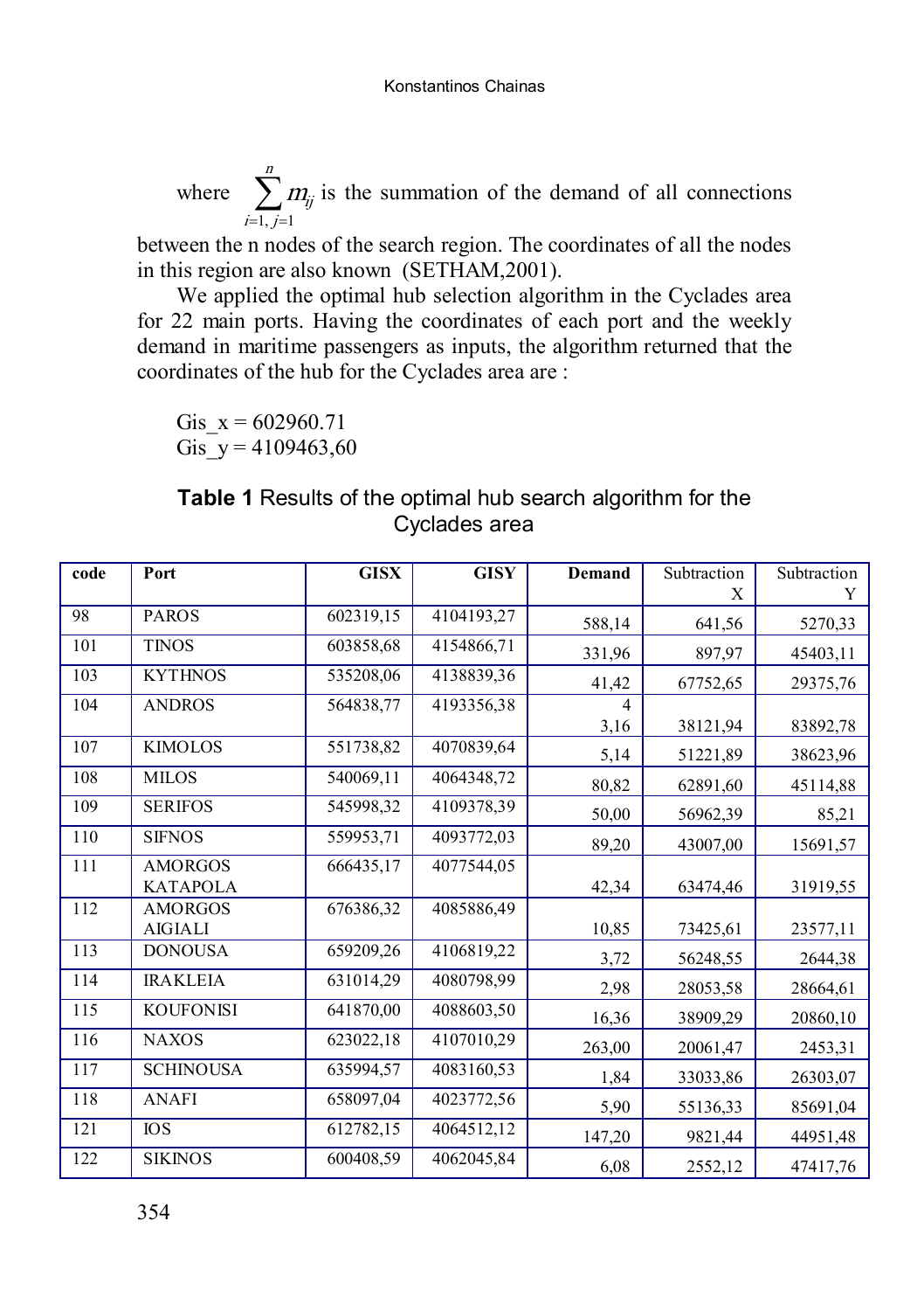where $\sum_{i=1, j=1}^{n} m_{ij}$ is the summation of the demand of all connections between the n nodes of the search region. The coordinates of all the nodes in this region are also known (SETHAM,2001).

We applied the optimal hub selection algorithm in the Cyclades area for 22 main ports. Having the coordinates of each port and the weekly demand in maritime passengers as inputs, the algorithm returned that the coordinates of the hub for the Cyclades area are :

Gis_x = 602960.71
Gis_y = 4109463,60

**Table 1** Results of the optimal hub search algorithm for the Cyclades area

| code | Port | GISX | GISY | Demand | Subtraction X | Subtraction Y |
|---|---|---|---|---|---|---|
| 98 | PAROS | 602319,15 | 4104193,27 | 588,14 | 641,56 | 5270,33 |
| 101 | TINOS | 603858,68 | 4154866,71 | 331,96 | 897,97 | 45403,11 |
| 103 | KYTHNOS | 535208,06 | 4138839,36 | 41,42 | 67752,65 | 29375,76 |
| 104 | ANDROS | 564838,77 | 4193356,38 | 4 3,16 | 38121,94 | 83892,78 |
| 107 | KIMOLOS | 551738,82 | 4070839,64 | 5,14 | 51221,89 | 38623,96 |
| 108 | MILOS | 540069,11 | 4064348,72 | 80,82 | 62891,60 | 45114,88 |
| 109 | SERIFOS | 545998,32 | 4109378,39 | 50,00 | 56962,39 | 85,21 |
| 110 | SIFNOS | 559953,71 | 4093772,03 | 89,20 | 43007,00 | 15691,57 |
| 111 | AMORGOS KATAPOLA | 666435,17 | 4077544,05 | 42,34 | 63474,46 | 31919,55 |
| 112 | AMORGOS AIGIALI | 676386,32 | 4085886,49 | 10,85 | 73425,61 | 23577,11 |
| 113 | DONOUSA | 659209,26 | 4106819,22 | 3,72 | 56248,55 | 2644,38 |
| 114 | IRAKLEIA | 631014,29 | 4080798,99 | 2,98 | 28053,58 | 28664,61 |
| 115 | KOUFONISI | 641870,00 | 4088603,50 | 16,36 | 38909,29 | 20860,10 |
| 116 | NAXOS | 623022,18 | 4107010,29 | 263,00 | 20061,47 | 2453,31 |
| 117 | SCHINOUSA | 635994,57 | 4083160,53 | 1,84 | 33033,86 | 26303,07 |
| 118 | ANAFI | 658097,04 | 4023772,56 | 5,90 | 55136,33 | 85691,04 |
| 121 | IOS | 612782,15 | 4064512,12 | 147,20 | 9821,44 | 44951,48 |
| 122 | SIKINOS | 600408,59 | 4062045,84 | 6,08 | 2552,12 | 47417,76 |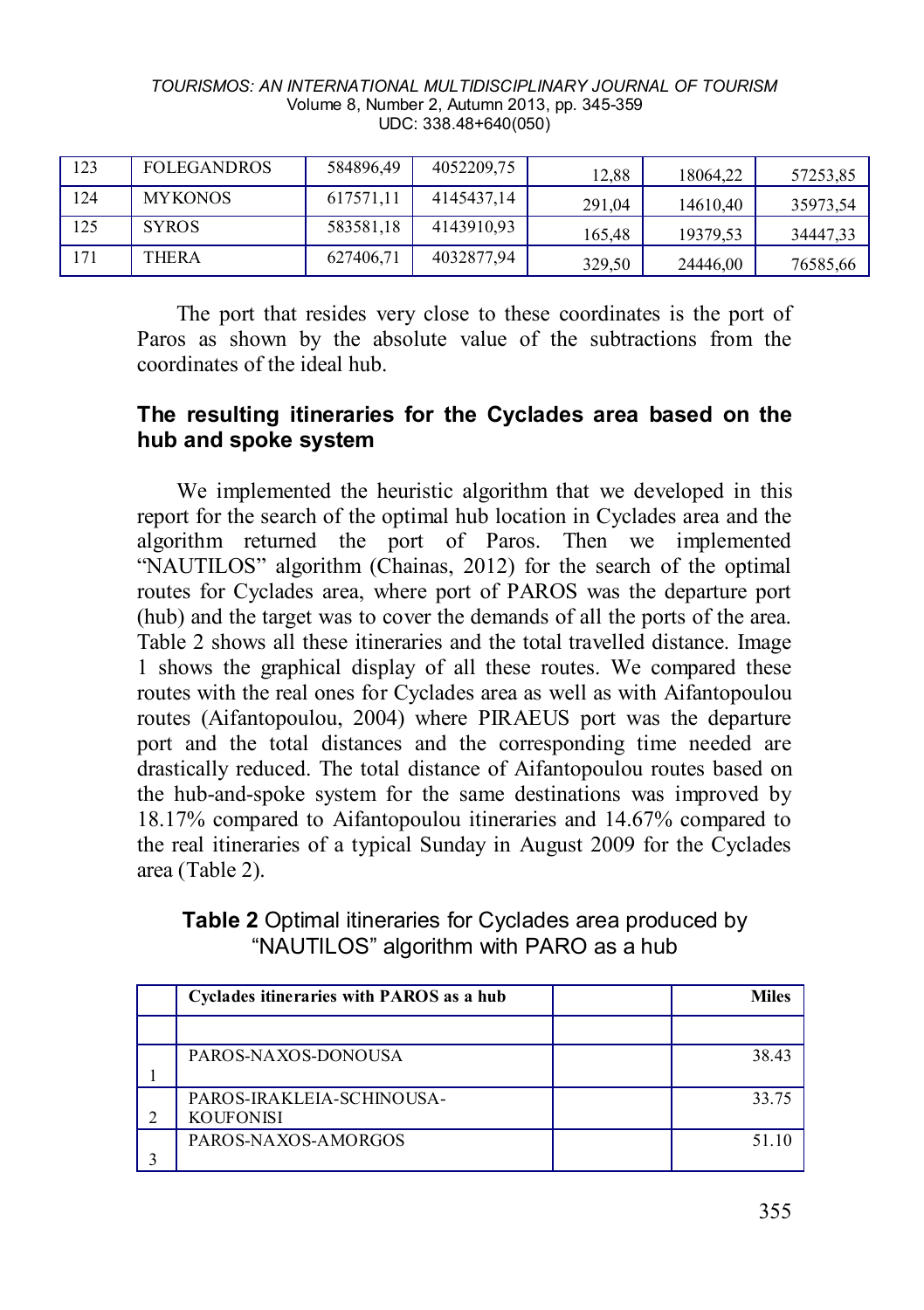| 123 | FOLEGANDROS | 584896,49 | 4052209,75 | 12,88 | 18064,22 | 57253,85 |
|---|---|---|---|---|---|---|
| 124 | MYKONOS | 617571,11 | 4145437,14 | 291,04 | 14610,40 | 35973,54 |
| 125 | SYROS | 583581,18 | 4143910,93 | 165,48 | 19379,53 | 34447,33 |
| 171 | THERA | 627406,71 | 4032877,94 | 329,50 | 24446,00 | 76585,66 |

The port that resides very close to these coordinates is the port of Paros as shown by the absolute value of the subtractions from the coordinates of the ideal hub.

### The resulting itineraries for the Cyclades area based on the hub and spoke system

We implemented the heuristic algorithm that we developed in this report for the search of the optimal hub location in Cyclades area and the algorithm returned the port of Paros. Then we implemented "NAUTILOS" algorithm (Chainas, 2012) for the search of the optimal routes for Cyclades area, where port of PAROS was the departure port (hub) and the target was to cover the demands of all the ports of the area. Table 2 shows all these itineraries and the total travelled distance. Image 1 shows the graphical display of all these routes. We compared these routes with the real ones for Cyclades area as well as with Aifantopoulou routes (Aifantopoulou, 2004) where PIRAEUS port was the departure port and the total distances and the corresponding time needed are drastically reduced. The total distance of Aifantopoulou routes based on the hub-and-spoke system for the same destinations was improved by 18.17% compared to Aifantopoulou itineraries and 14.67% compared to the real itineraries of a typical Sunday in August 2009 for the Cyclades area (Table 2).

**Table 2** Optimal itineraries for Cyclades area produced by "NAUTILOS" algorithm with PARO as a hub

| | **Cyclades itineraries with PAROS as a hub** | | **Miles** |
|---|---|---|---|
| | | | |
| 1 | PAROS-NAXOS-DONOUSA | | 38.43 |
| 2 | PAROS-IRAKLEIA-SCHINOUSA-KOUFONISI | | 33.75 |
| 3 | PAROS-NAXOS-AMORGOS | | 51.10 |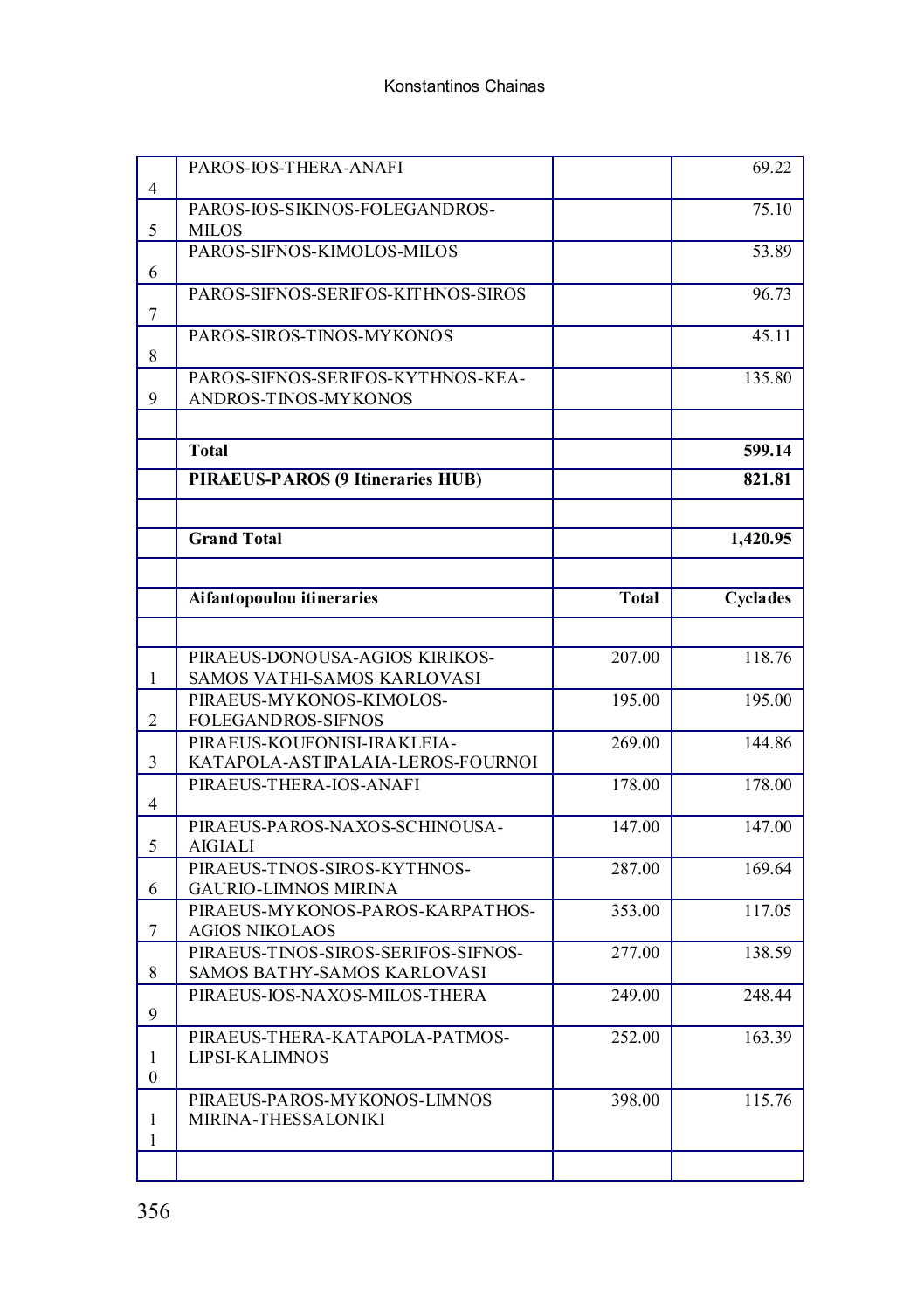| | | | |
|---|---|---|---|
| 4 | PAROS-IOS-THERA-ANAFI | | 69.22 |
| 5 | PAROS-IOS-SIKINOS-FOLEGANDROS-MILOS | | 75.10 |
| 6 | PAROS-SIFNOS-KIMOLOS-MILOS | | 53.89 |
| 7 | PAROS-SIFNOS-SERIFOS-KITHNOS-SIROS | | 96.73 |
| 8 | PAROS-SIROS-TINOS-MYKONOS | | 45.11 |
| 9 | PAROS-SIFNOS-SERIFOS-KYTHNOS-KEA-ANDROS-TINOS-MYKONOS | | 135.80 |
| | | | |
| | **Total** | | **599.14** |
| | **PIRAEUS-PAROS (9 Itineraries HUB)** | | **821.81** |
| | | | |
| | **Grand Total** | | **1,420.95** |
| | | | |
| | **Aifantopoulou itineraries** | **Total** | **Cyclades** |
| | | | |
| 1 | PIRAEUS-DONOUSA-AGIOS KIRIKOS-SAMOS VATHI-SAMOS KARLOVASI | 207.00 | 118.76 |
| 2 | PIRAEUS-MYKONOS-KIMOLOS-FOLEGANDROS-SIFNOS | 195.00 | 195.00 |
| 3 | PIRAEUS-KOUFONISI-IRAKLEIA-KATAPOLA-ASTIPALAIA-LEROS-FOURNOI | 269.00 | 144.86 |
| 4 | PIRAEUS-THERA-IOS-ANAFI | 178.00 | 178.00 |
| 5 | PIRAEUS-PAROS-NAXOS-SCHINOUSA-AIGIALI | 147.00 | 147.00 |
| 6 | PIRAEUS-TINOS-SIROS-KYTHNOS-GAURIO-LIMNOS MIRINA | 287.00 | 169.64 |
| 7 | PIRAEUS-MYKONOS-PAROS-KARPATHOS-AGIOS NIKOLAOS | 353.00 | 117.05 |
| 8 | PIRAEUS-TINOS-SIROS-SERIFOS-SIFNOS-SAMOS BATHY-SAMOS KARLOVASI | 277.00 | 138.59 |
| 9 | PIRAEUS-IOS-NAXOS-MILOS-THERA | 249.00 | 248.44 |
| 10 | PIRAEUS-THERA-KATAPOLA-PATMOS-LIPSI-KALIMNOS | 252.00 | 163.39 |
| 11 | PIRAEUS-PAROS-MYKONOS-LIMNOS MIRINA-THESSALONIKI | 398.00 | 115.76 |
| | | | |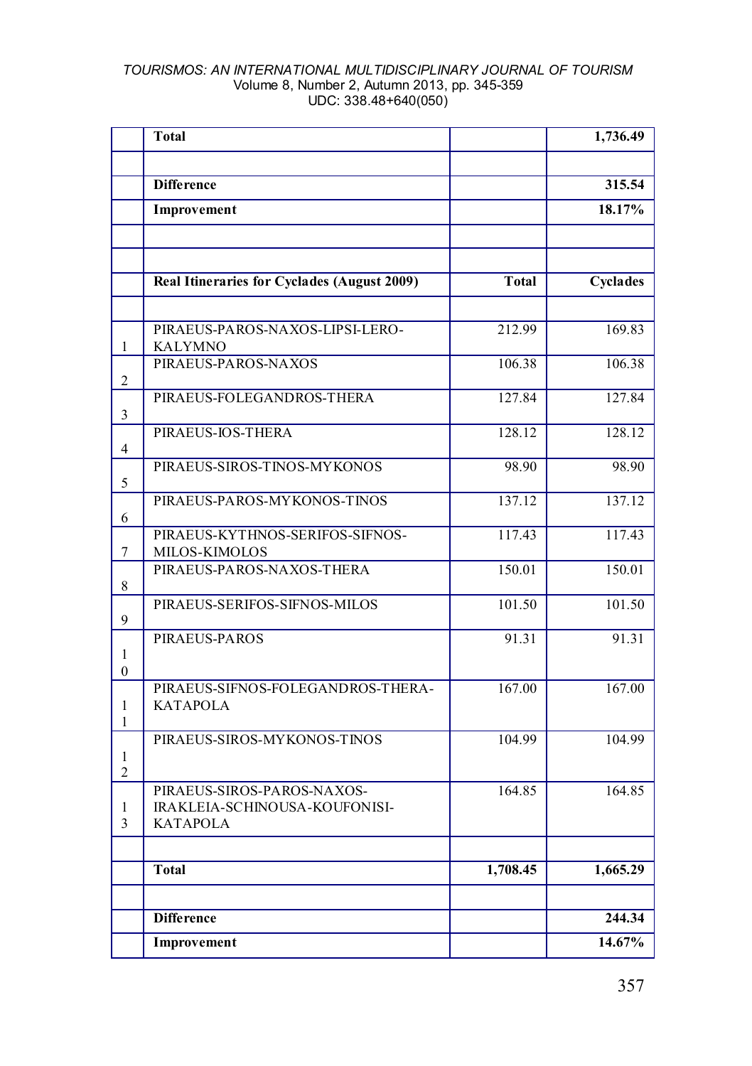| | **Total** | | **1,736.49** |
|---|---|---|---|
| | | | |
| | **Difference** | | **315.54** |
| | **Improvement** | | **18.17%** |
| | | | |
| | | | |
| | **Real Itineraries for Cyclades (August 2009)** | **Total** | **Cyclades** |
| | | | |
| 1 | PIRAEUS-PAROS-NAXOS-LIPSI-LERO-KALYMNO | 212.99 | 169.83 |
| 2 | PIRAEUS-PAROS-NAXOS | 106.38 | 106.38 |
| 3 | PIRAEUS-FOLEGANDROS-THERA | 127.84 | 127.84 |
| 4 | PIRAEUS-IOS-THERA | 128.12 | 128.12 |
| 5 | PIRAEUS-SIROS-TINOS-MYKONOS | 98.90 | 98.90 |
| 6 | PIRAEUS-PAROS-MYKONOS-TINOS | 137.12 | 137.12 |
| 7 | PIRAEUS-KYTHNOS-SERIFOS-SIFNOS-MILOS-KIMOLOS | 117.43 | 117.43 |
| 8 | PIRAEUS-PAROS-NAXOS-THERA | 150.01 | 150.01 |
| 9 | PIRAEUS-SERIFOS-SIFNOS-MILOS | 101.50 | 101.50 |
| 10 | PIRAEUS-PAROS | 91.31 | 91.31 |
| 11 | PIRAEUS-SIFNOS-FOLEGANDROS-THERA-KATAPOLA | 167.00 | 167.00 |
| 12 | PIRAEUS-SIROS-MYKONOS-TINOS | 104.99 | 104.99 |
| 13 | PIRAEUS-SIROS-PAROS-NAXOS-IRAKLEIA-SCHINOUSA-KOUFONISI-KATAPOLA | 164.85 | 164.85 |
| | | | |
| | **Total** | **1,708.45** | **1,665.29** |
| | | | |
| | **Difference** | | **244.34** |
| | **Improvement** | | **14.67%** |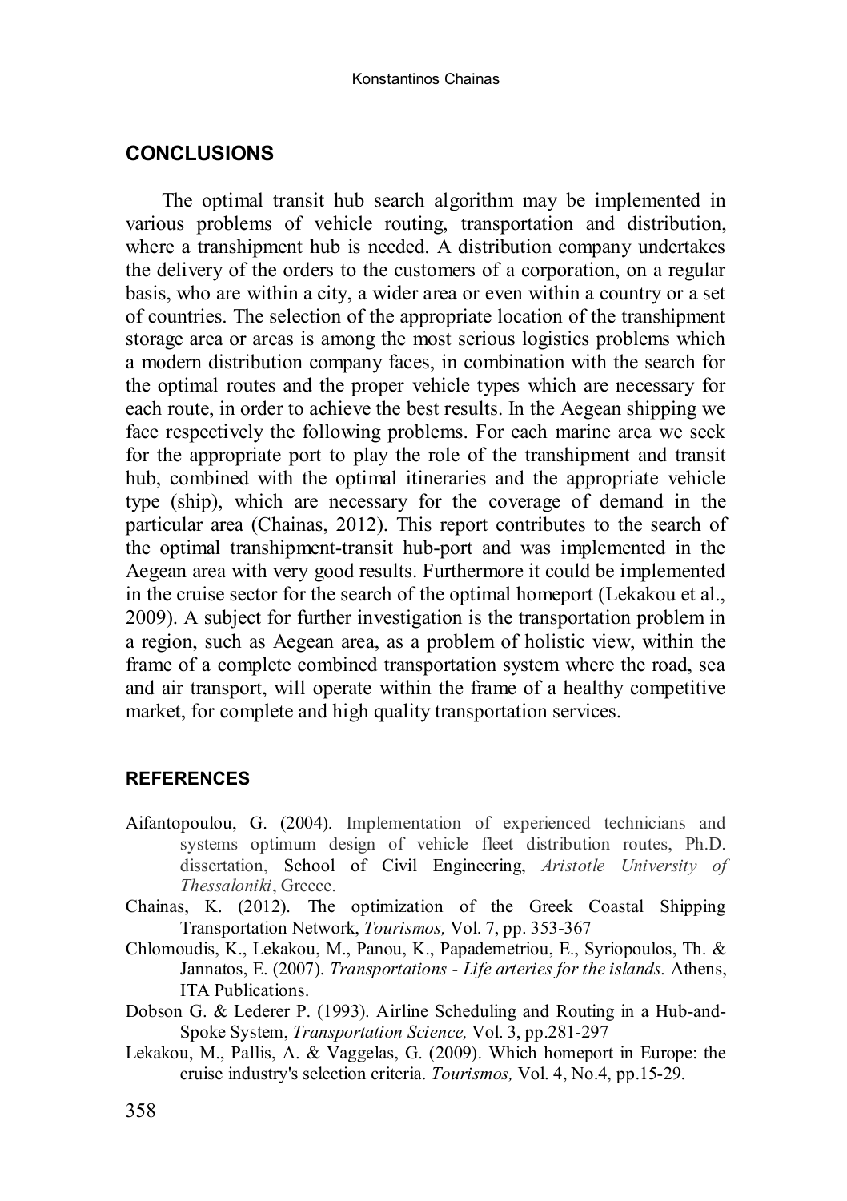## CONCLUSIONS

The optimal transit hub search algorithm may be implemented in various problems of vehicle routing, transportation and distribution, where a transhipment hub is needed. A distribution company undertakes the delivery of the orders to the customers of a corporation, on a regular basis, who are within a city, a wider area or even within a country or a set of countries. The selection of the appropriate location of the transhipment storage area or areas is among the most serious logistics problems which a modern distribution company faces, in combination with the search for the optimal routes and the proper vehicle types which are necessary for each route, in order to achieve the best results. In the Aegean shipping we face respectively the following problems. For each marine area we seek for the appropriate port to play the role of the transhipment and transit hub, combined with the optimal itineraries and the appropriate vehicle type (ship), which are necessary for the coverage of demand in the particular area (Chainas, 2012). This report contributes to the search of the optimal transhipment-transit hub-port and was implemented in the Aegean area with very good results. Furthermore it could be implemented in the cruise sector for the search of the optimal homeport (Lekakou et al., 2009). A subject for further investigation is the transportation problem in a region, such as Aegean area, as a problem of holistic view, within the frame of a complete combined transportation system where the road, sea and air transport, will operate within the frame of a healthy competitive market, for complete and high quality transportation services.

### REFERENCES

Aifantopoulou, G. (2004). Implementation of experienced technicians and systems optimum design of vehicle fleet distribution routes, Ph.D. dissertation, School of Civil Engineering, *Aristotle University of Thessaloniki*, Greece.

Chainas, K. (2012). The optimization of the Greek Coastal Shipping Transportation Network, *Tourismos,* Vol. 7, pp. 353-367

Chlomoudis, K., Lekakou, M., Panou, K., Papademetriou, E., Syriopoulos, Th. & Jannatos, E. (2007). *Transportations - Life arteries for the islands.* Athens, ITA Publications.

Dobson G. & Lederer P. (1993). Airline Scheduling and Routing in a Hub-and-Spoke System, *Transportation Science,* Vol. 3, pp.281-297

Lekakou, M., Pallis, A. & Vaggelas, G. (2009). Which homeport in Europe: the cruise industry's selection criteria. *Tourismos,* Vol. 4, No.4, pp.15-29.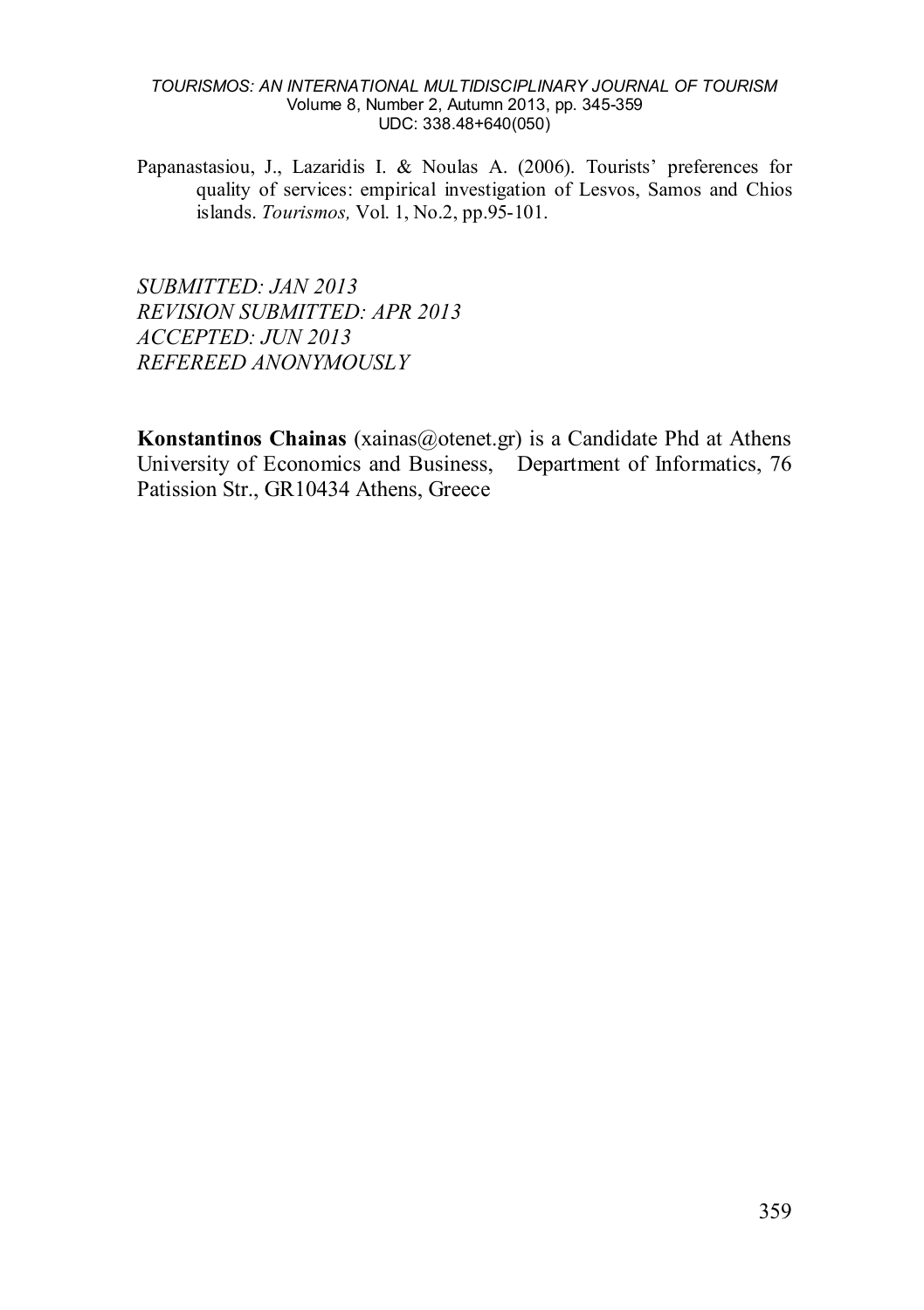Papanastasiou, J., Lazaridis I. & Noulas A. (2006). Tourists' preferences for quality of services: empirical investigation of Lesvos, Samos and Chios islands. *Tourismos,* Vol. 1, No.2, pp.95-101.

*SUBMITTED: JAN 2013*
*REVISION SUBMITTED: APR 2013*
*ACCEPTED: JUN 2013*
*REFEREED ANONYMOUSLY*

**Konstantinos Chainas** (xainas@otenet.gr) is a Candidate Phd at Athens University of Economics and Business, Department of Informatics, 76 Patission Str., GR10434 Athens, Greece